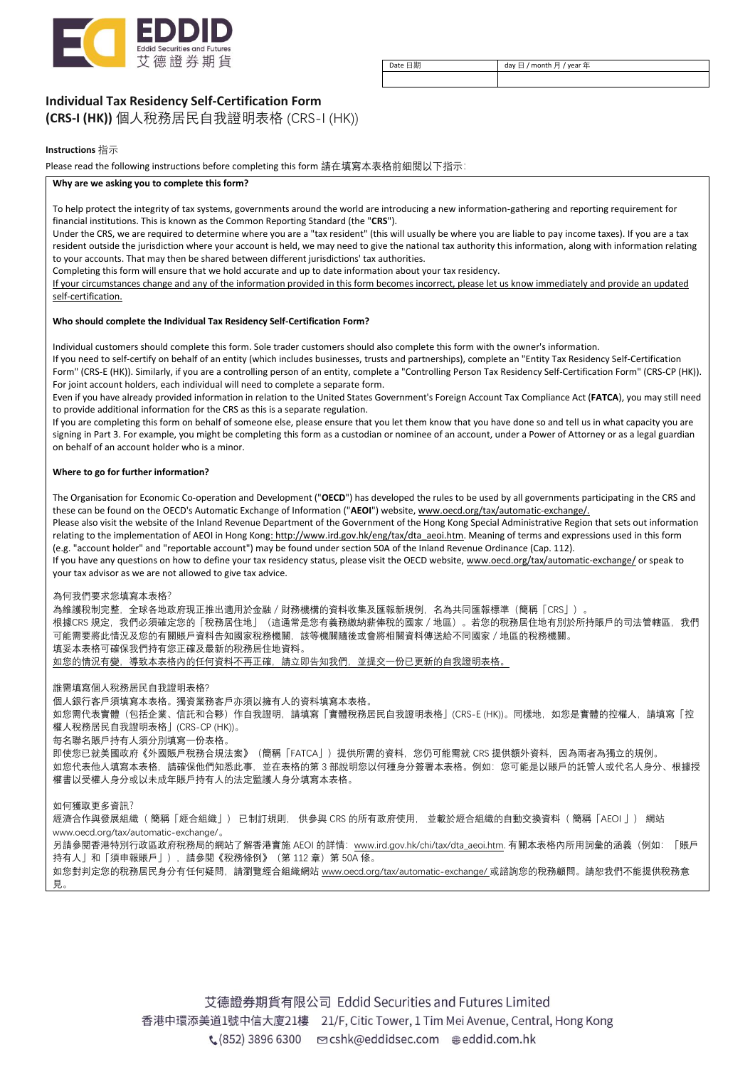| Date 日期 | day 日 / month 月 / year 年 |
|---|---|
| | |

# Individual Tax Residency Self-Certification Form

## (CRS-I (HK)) 個人稅務居民自我證明表格 (CRS-I (HK))

**Instructions** 指示

Please read the following instructions before completing this form 請在填寫本表格前細閱以下指示:

**Why are we asking you to complete this form?**

To help protect the integrity of tax systems, governments around the world are introducing a new information-gathering and reporting requirement for financial institutions. This is known as the Common Reporting Standard (the "**CRS**").

Under the CRS, we are required to determine where you are a "tax resident" (this will usually be where you are liable to pay income taxes). If you are a tax resident outside the jurisdiction where your account is held, we may need to give the national tax authority this information, along with information relating to your accounts. That may then be shared between different jurisdictions' tax authorities.

Completing this form will ensure that we hold accurate and up to date information about your tax residency.

If your circumstances change and any of the information provided in this form becomes incorrect, please let us know immediately and provide an updated self-certification.

**Who should complete the Individual Tax Residency Self-Certification Form?**

Individual customers should complete this form. Sole trader customers should also complete this form with the owner's information.

If you need to self-certify on behalf of an entity (which includes businesses, trusts and partnerships), complete an "Entity Tax Residency Self-Certification Form" (CRS-E (HK)). Similarly, if you are a controlling person of an entity, complete a "Controlling Person Tax Residency Self-Certification Form" (CRS-CP (HK)).

For joint account holders, each individual will need to complete a separate form.

Even if you have already provided information in relation to the United States Government's Foreign Account Tax Compliance Act (**FATCA**), you may still need to provide additional information for the CRS as this is a separate regulation.

If you are completing this form on behalf of someone else, please ensure that you let them know that you have done so and tell us in what capacity you are signing in Part 3. For example, you might be completing this form as a custodian or nominee of an account, under a Power of Attorney or as a legal guardian on behalf of an account holder who is a minor.

**Where to go for further information?**

The Organisation for Economic Co-operation and Development ("**OECD**") has developed the rules to be used by all governments participating in the CRS and these can be found on the OECD's Automatic Exchange of Information ("**AEOI**") website, www.oecd.org/tax/automatic-exchange/.

Please also visit the website of the Inland Revenue Department of the Government of the Hong Kong Special Administrative Region that sets out information relating to the implementation of AEOI in Hong Kong: http://www.ird.gov.hk/eng/tax/dta_aeoi.htm. Meaning of terms and expressions used in this form (e.g. "account holder" and "reportable account") may be found under section 50A of the Inland Revenue Ordinance (Cap. 112).

If you have any questions on how to define your tax residency status, please visit the OECD website, www.oecd.org/tax/automatic-exchange/ or speak to your tax advisor as we are not allowed to give tax advice.

為何我們要求您填寫本表格?

為維護稅制完整,全球各地政府現正推出適用於金融 / 財務機構的資料收集及匯報新規例,名為共同匯報標準(簡稱「CRS」)。

根據CRS 規定,我們必須確定您的「稅務居住地」(這通常是您有義務繳納薪俸稅的國家 / 地區)。若您的稅務居住地有別於所持賬戶的司法管轄區,我們可能需要將此情況及您的有關賬戶資料告知國家稅務機關,該等機關隨後或會將相關資料傳送給不同國家 / 地區的稅務機關。

填妥本表格可確保我們持有您正確及最新的稅務居住地資料。

如您的情況有變,導致本表格內的任何資料不再正確,請立即告知我們,並提交一份已更新的自我證明表格。

誰需填寫個人稅務居民自我證明表格?

個人銀行客戶須填寫本表格。獨資業務客戶亦須以擁有人的資料填寫本表格。

如您需代表實體(包括企業、信託和合夥)作自我證明,請填寫「實體稅務居民自我證明表格」(CRS-E (HK))。同樣地,如您是實體的控權人,請填寫「控權人稅務居民自我證明表格」(CRS-CP (HK))。

每名聯名賬戶持有人須分別填寫一份表格。

即使您已就美國政府《外國賬戶稅務合規法案》(簡稱「FATCA」)提供所需的資料,您仍可能需就 CRS 提供額外資料,因為兩者為獨立的規例。

如您代表他人填寫本表格,請確保他們知悉此事,並在表格的第 3 部說明您以何種身分簽署本表格。例如:您可能是以賬戶的託管人或代名人身分、根據授權書以受權人身分或以未成年賬戶持有人的法定監護人身分填寫本表格。

如何獲取更多資訊?

經濟合作與發展組織(簡稱「經合組織」)已制訂規則,供參與 CRS 的所有政府使用,並載於經合組織的自動交換資料(簡稱「AEOI」)網站 www.oecd.org/tax/automatic-exchange/。

另請參閱香港特別行政區政府稅務局的網站了解香港實施 AEOI 的詳情:www.ird.gov.hk/chi/tax/dta_aeoi.htm. 有關本表格內所用詞彙的涵義(例如:「賬戶持有人」和「須申報賬戶」),請參閱《稅務條例》(第 112 章)第 50A 條。

如您對判定您的稅務居民身分有任何疑問,請瀏覽經合組織網站 www.oecd.org/tax/automatic-exchange/ 或諮詢您的稅務顧問。請恕我們不能提供稅務意見。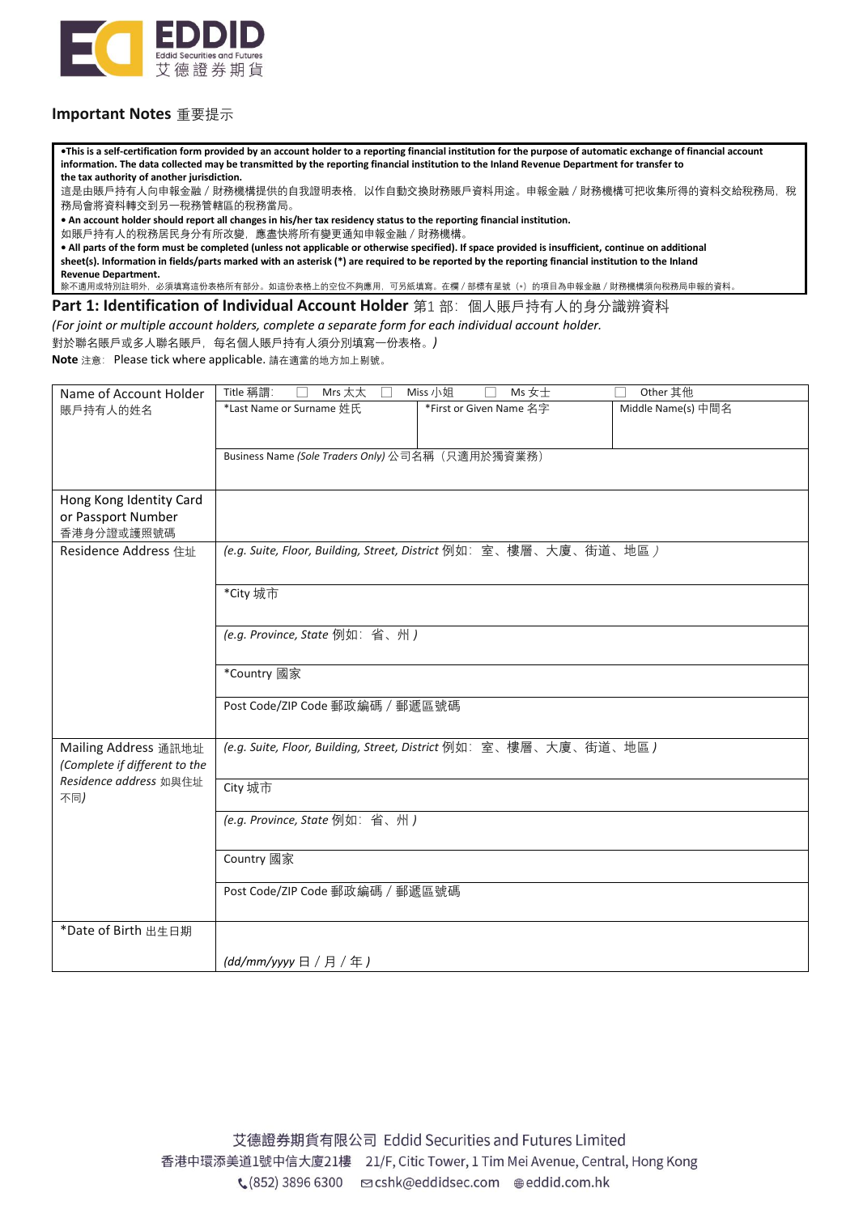EDDID
Eddid Securities and Futures
艾德證券期貨

## Important Notes 重要提示

- **This is a self-certification form provided by an account holder to a reporting financial institution for the purpose of automatic exchange of financial account information. The data collected may be transmitted by the reporting financial institution to the Inland Revenue Department for transfer to the tax authority of another jurisdiction.**
  這是由賬戶持有人向申報金融 / 財務機構提供的自我證明表格，以作自動交換財務賬戶資料用途。申報金融 / 財務機構可把收集所得的資料交給稅務局，稅務局會將資料轉交到另一稅務管轄區的稅務當局。
- **An account holder should report all changes in his/her tax residency status to the reporting financial institution.**
  如賬戶持有人的稅務居民身分有所改變，應盡快將所有變更通知申報金融 / 財務機構。
- **All parts of the form must be completed (unless not applicable or otherwise specified). If space provided is insufficient, continue on additional sheet(s). Information in fields/parts marked with an asterisk (*) are required to be reported by the reporting financial institution to the Inland Revenue Department.**
  除不適用或特別註明外，必須填寫這份表格所有部分。如這份表格上的空位不夠應用，可另紙填寫。在欄 / 部標有星號（*）的項目為申報金融 / 財務機構須向稅務局申報的資料。

## Part 1: Identification of Individual Account Holder 第1 部：個人賬戶持有人的身分識辨資料

*(For joint or multiple account holders, complete a separate form for each individual account holder.*
對於聯名賬戶或多人聯名賬戶，每名個人賬戶持有人須分別填寫一份表格。*)*

**Note** 注意：Please tick where applicable. 請在適當的地方加上剔號。

| | | | |
|---|---|---|---|
| Name of Account Holder 賬戶持有人的姓名 | Title 稱謂： ☐ Mrs 太太 ☐ Miss 小姐 ☐ Ms 女士 ☐ Other 其他 | | |
| | *Last Name or Surname 姓氏 | *First or Given Name 名字 | Middle Name(s) 中間名 |
| | Business Name *(Sole Traders Only)* 公司名稱（只適用於獨資業務） | | |
| Hong Kong Identity Card or Passport Number 香港身分證或護照號碼 | | | |
| Residence Address 住址 | *(e.g. Suite, Floor, Building, Street, District* 例如：室、樓層、大廈、街道、地區*)* | | |
| | *City 城市 | | |
| | *(e.g. Province, State* 例如：省、州*)* | | |
| | *Country 國家 | | |
| | Post Code/ZIP Code 郵政編碼 / 郵遞區號碼 | | |
| Mailing Address 通訊地址 *(Complete if different to the Residence address* 如與住址不同*)* | *(e.g. Suite, Floor, Building, Street, District* 例如：室、樓層、大廈、街道、地區*)* | | |
| | City 城市 | | |
| | *(e.g. Province, State* 例如：省、州*)* | | |
| | Country 國家 | | |
| | Post Code/ZIP Code 郵政編碼 / 郵遞區號碼 | | |
| *Date of Birth 出生日期 | *(dd/mm/yyyy* 日 / 月 / 年*)* | | |

艾德證券期貨有限公司 Eddid Securities and Futures Limited
香港中環添美道1號中信大廈21樓 21/F, Citic Tower, 1 Tim Mei Avenue, Central, Hong Kong
(852) 3896 6300 cshk@eddidsec.com eddid.com.hk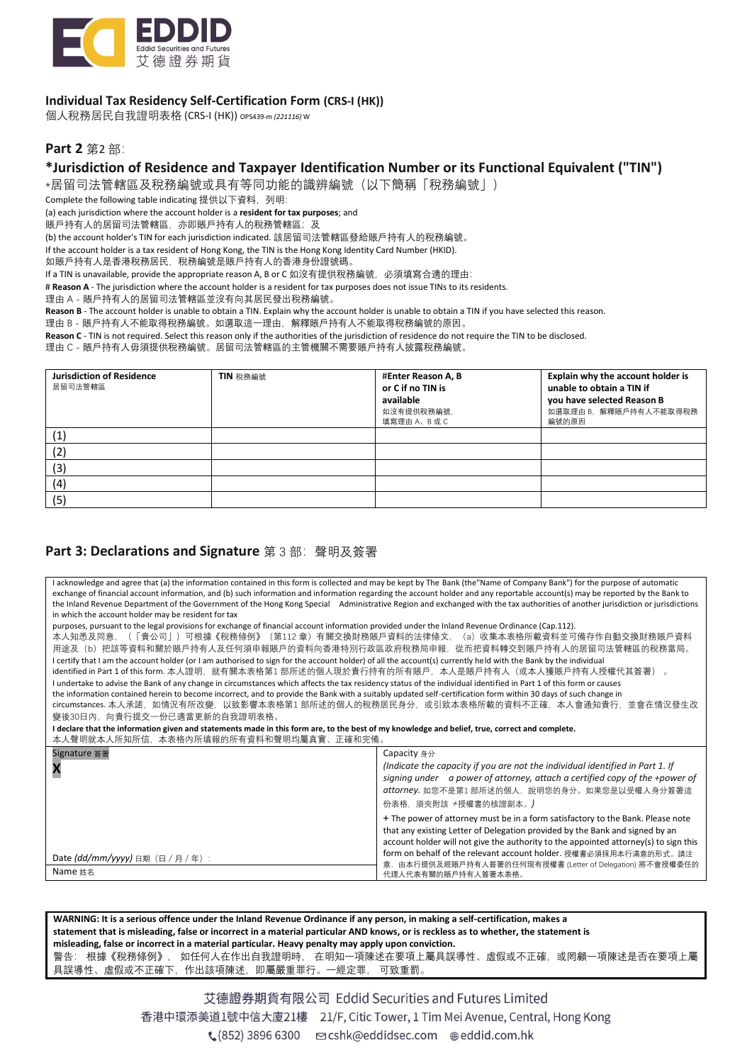EDDID
Eddid Securities and Futures
艾德證券期貨

**Individual Tax Residency Self-Certification Form (CRS-I (HK))**
個人稅務居民自我證明表格 (CRS-I (HK)) OPS439-m *(221116)* W

## Part 2 第2 部:

## *Jurisdiction of Residence and Taxpayer Identification Number or its Functional Equivalent ("TIN")

*居留司法管轄區及稅務編號或具有等同功能的識辨編號（以下簡稱「稅務編號」）

Complete the following table indicating 提供以下資料，列明:

(a) each jurisdiction where the account holder is a **resident for tax purposes**; and
賬戶持有人的居留司法管轄區，亦即賬戶持有人的稅務管轄區；及

(b) the account holder's TIN for each jurisdiction indicated. 該居留司法管轄區發給賬戶持有人的稅務編號。

If the account holder is a tax resident of Hong Kong, the TIN is the Hong Kong Identity Card Number (HKID).
如賬戶持有人是香港稅務居民，稅務編號是賬戶持有人的香港身份證號碼。

If a TIN is unavailable, provide the appropriate reason A, B or C 如沒有提供稅務編號，必須填寫合適的理由:

# **Reason A** - The jurisdiction where the account holder is a resident for tax purposes does not issue TINs to its residents.
理由 A - 賬戶持有人的居留司法管轄區並沒有向其居民發出稅務編號。

**Reason B** - The account holder is unable to obtain a TIN. Explain why the account holder is unable to obtain a TIN if you have selected this reason.
理由 B - 賬戶持有人不能取得稅務編號。如選取這一理由，解釋賬戶持有人不能取得稅務編號的原因。

**Reason C** - TIN is not required. Select this reason only if the authorities of the jurisdiction of residence do not require the TIN to be disclosed.
理由 C - 賬戶持有人毋須提供稅務編號。居留司法管轄區的主管機關不需要賬戶持有人披露稅務編號。

| **Jurisdiction of Residence** 居留司法管轄區 | **TIN** 稅務編號 | **#Enter Reason A, B or C if no TIN is available** 如沒有提供稅務編號，填寫理由 A、B 或 C | **Explain why the account holder is unable to obtain a TIN if you have selected Reason B** 如選取理由 B，解釋賬戶持有人不能取得稅務編號的原因 |
|---|---|---|---|
| (1) | | | |
| (2) | | | |
| (3) | | | |
| (4) | | | |
| (5) | | | |

## Part 3: Declarations and Signature 第 3 部：聲明及簽署

I acknowledge and agree that (a) the information contained in this form is collected and may be kept by The Bank (the"Name of Company Bank") for the purpose of automatic exchange of financial account information, and (b) such information and information regarding the account holder and any reportable account(s) may be reported by the Bank to the Inland Revenue Department of the Government of the Hong Kong Special Administrative Region and exchanged with the tax authorities of another jurisdiction or jurisdictions in which the account holder may be resident for tax purposes, pursuant to the legal provisions for exchange of financial account information provided under the Inland Revenue Ordinance (Cap.112).
本人知悉及同意，（「貴公司」）可根據《稅務條例》（第112 章）有關交換財務賬戶資料的法律條文，（a）收集本表格所載資料並可備存作自動交換財務賬戶資料用途及（b）把該等資料和關於賬戶持有人及任何須申報賬戶的資料向香港特別行政區政府稅務局申報，從而把資料轉交到賬戶持有人的居留司法管轄區的稅務當局。

I certify that I am the account holder (or I am authorised to sign for the account holder) of all the account(s) currently held with the Bank by the individual identified in Part 1 of this form. 本人證明，就有關本表格第1 部所述的個人現於貴行持有的所有賬戶，本人是賬戶持有人（或本人獲賬戶持有人授權代其簽署）。

I undertake to advise the Bank of any change in circumstances which affects the tax residency status of the individual identified in Part 1 of this form or causes the information contained herein to become incorrect, and to provide the Bank with a suitably updated self-certification form within 30 days of such change in circumstances. 本人承諾，如情況有所改變，以致影響本表格第1 部所述的個人的稅務居民身分，或引致本表格所載的資料不正確，本人會通知貴行，並會在情況發生改變後30日內，向貴行提交一份已適當更新的自我證明表格。

**I declare that the information given and statements made in this form are, to the best of my knowledge and belief, true, correct and complete.**
本人聲明就本人所知所信，本表格內所填報的所有資料和聲明均屬真實、正確和完備。

| | |
|---|---|
| Signature 簽署<br>**X**<br><br>Date *(dd/mm/yyyy)* 日期（日 / 月 / 年）:<br>Name 姓名 | Capacity 身分<br>*(Indicate the capacity if you are not the individual identified in Part 1. If signing under a power of attorney, attach a certified copy of the +power of attorney.* 如您不是第1 部所述的個人，說明您的身分。如果您是以受權人身分簽署這份表格，須夾附該 +授權書的核證副本。*)*<br>+ The power of attorney must be in a form satisfactory to the Bank. Please note that the existing Letter of Delegation provided by the Bank and signed by an account holder will not give the authority to the appointed attorney(s) to sign this form on behalf of the relevant account holder. 授權書必須採用本行滿意的形式。請注意，由本行提供及經賬戶持有人簽署的任何現有授權書 (Letter of Delegation) 將不會授權委任的代理人代表有關的賬戶持有人簽署本表格。 |

**WARNING: It is a serious offence under the Inland Revenue Ordinance if any person, in making a self-certification, makes a statement that is misleading, false or incorrect in a material particular AND knows, or is reckless as to whether, the statement is misleading, false or incorrect in a material particular. Heavy penalty may apply upon conviction.**
警告：根據《稅務條例》，如任何人在作出自我證明時，在明知一項陳述在要項上屬具誤導性、虛假或不正確，或罔顧一項陳述是否在要項上屬具誤導性、虛假或不正確下，作出該項陳述，即屬嚴重罪行。一經定罪，可致重罰。

艾德證券期貨有限公司 Eddid Securities and Futures Limited
香港中環添美道1號中信大廈21樓 21/F, Citic Tower, 1 Tim Mei Avenue, Central, Hong Kong
(852) 3896 6300 cshk@eddidsec.com eddid.com.hk